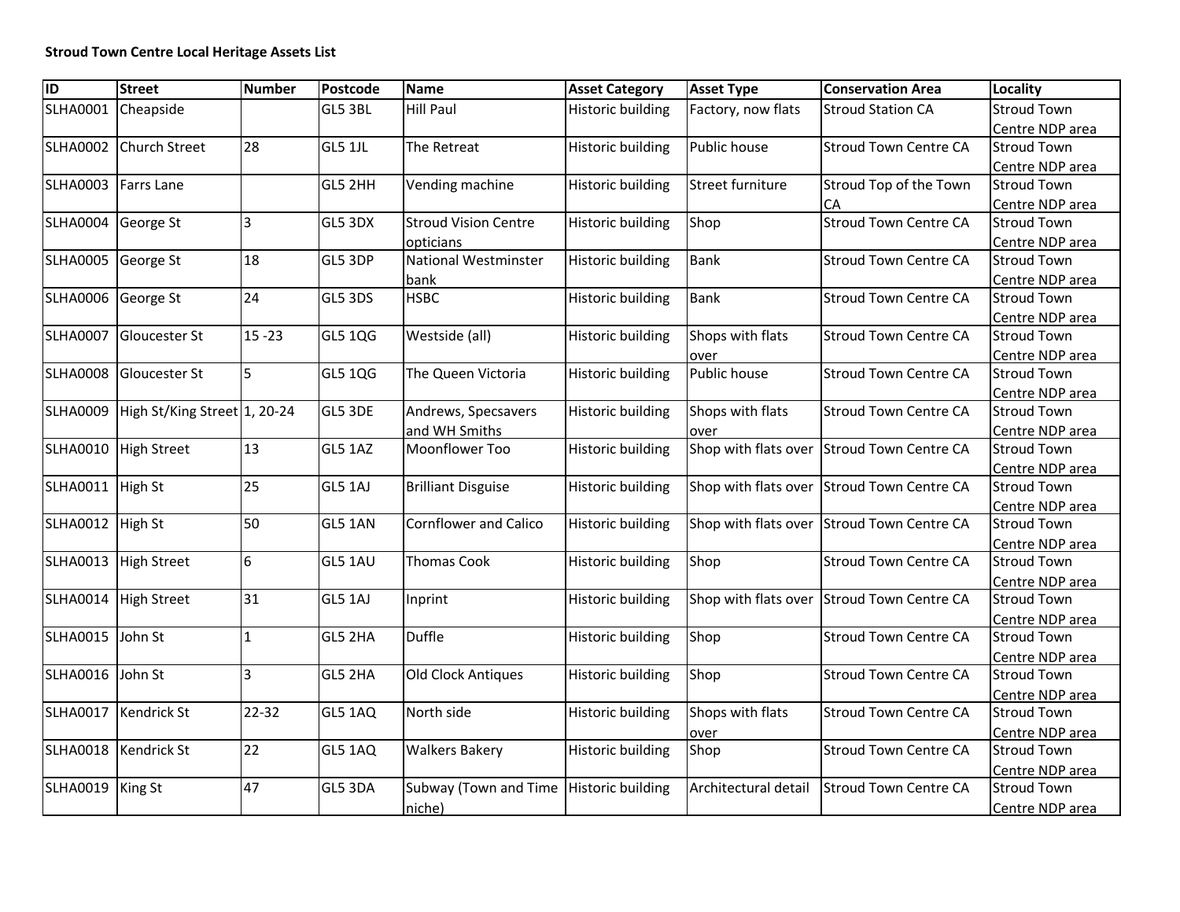**Stroud Town Centre Local Heritage Assets List**

| ID | Street | Number | Postcode | Name | Asset Category | Asset Type | Conservation Area | Locality |
|---|---|---|---|---|---|---|---|---|
| SLHA0001 | Cheapside | | GL5 3BL | Hill Paul | Historic building | Factory, now flats | Stroud Station CA | Stroud Town Centre NDP area |
| SLHA0002 | Church Street | 28 | GL5 1JL | The Retreat | Historic building | Public house | Stroud Town Centre CA | Stroud Town Centre NDP area |
| SLHA0003 | Farrs Lane | | GL5 2HH | Vending machine | Historic building | Street furniture | Stroud Top of the Town CA | Stroud Town Centre NDP area |
| SLHA0004 | George St | 3 | GL5 3DX | Stroud Vision Centre opticians | Historic building | Shop | Stroud Town Centre CA | Stroud Town Centre NDP area |
| SLHA0005 | George St | 18 | GL5 3DP | National Westminster bank | Historic building | Bank | Stroud Town Centre CA | Stroud Town Centre NDP area |
| SLHA0006 | George St | 24 | GL5 3DS | HSBC | Historic building | Bank | Stroud Town Centre CA | Stroud Town Centre NDP area |
| SLHA0007 | Gloucester St | 15 -23 | GL5 1QG | Westside (all) | Historic building | Shops with flats over | Stroud Town Centre CA | Stroud Town Centre NDP area |
| SLHA0008 | Gloucester St | 5 | GL5 1QG | The Queen Victoria | Historic building | Public house | Stroud Town Centre CA | Stroud Town Centre NDP area |
| SLHA0009 | High St/King Street | 1, 20-24 | GL5 3DE | Andrews, Specsavers and WH Smiths | Historic building | Shops with flats over | Stroud Town Centre CA | Stroud Town Centre NDP area |
| SLHA0010 | High Street | 13 | GL5 1AZ | Moonflower Too | Historic building | Shop with flats over | Stroud Town Centre CA | Stroud Town Centre NDP area |
| SLHA0011 | High St | 25 | GL5 1AJ | Brilliant Disguise | Historic building | Shop with flats over | Stroud Town Centre CA | Stroud Town Centre NDP area |
| SLHA0012 | High St | 50 | GL5 1AN | Cornflower and Calico | Historic building | Shop with flats over | Stroud Town Centre CA | Stroud Town Centre NDP area |
| SLHA0013 | High Street | 6 | GL5 1AU | Thomas Cook | Historic building | Shop | Stroud Town Centre CA | Stroud Town Centre NDP area |
| SLHA0014 | High Street | 31 | GL5 1AJ | Inprint | Historic building | Shop with flats over | Stroud Town Centre CA | Stroud Town Centre NDP area |
| SLHA0015 | John St | 1 | GL5 2HA | Duffle | Historic building | Shop | Stroud Town Centre CA | Stroud Town Centre NDP area |
| SLHA0016 | John St | 3 | GL5 2HA | Old Clock Antiques | Historic building | Shop | Stroud Town Centre CA | Stroud Town Centre NDP area |
| SLHA0017 | Kendrick St | 22-32 | GL5 1AQ | North side | Historic building | Shops with flats over | Stroud Town Centre CA | Stroud Town Centre NDP area |
| SLHA0018 | Kendrick St | 22 | GL5 1AQ | Walkers Bakery | Historic building | Shop | Stroud Town Centre CA | Stroud Town Centre NDP area |
| SLHA0019 | King St | 47 | GL5 3DA | Subway (Town and Time niche) | Historic building | Architectural detail | Stroud Town Centre CA | Stroud Town Centre NDP area |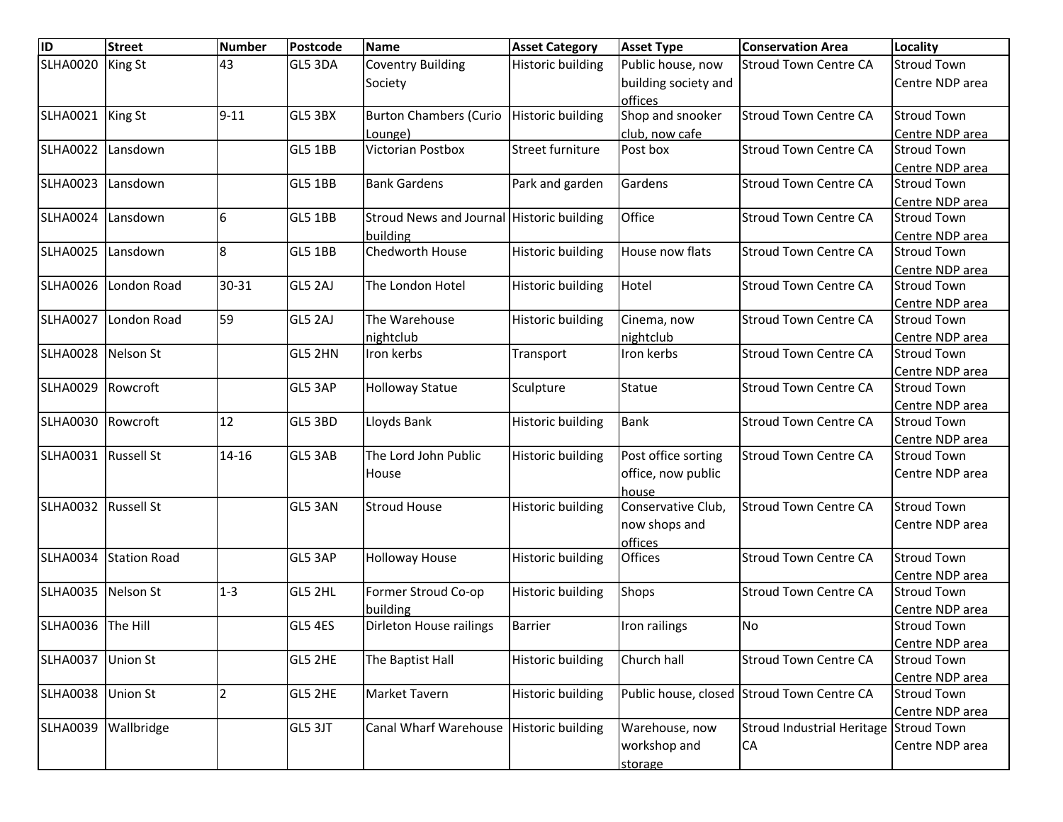| ID | Street | Number | Postcode | Name | Asset Category | Asset Type | Conservation Area | Locality |
|---|---|---|---|---|---|---|---|---|
| SLHA0020 | King St | 43 | GL5 3DA | Coventry Building Society | Historic building | Public house, now building society and offices | Stroud Town Centre CA | Stroud Town Centre NDP area |
| SLHA0021 | King St | 9-11 | GL5 3BX | Burton Chambers (Curio Lounge) | Historic building | Shop and snooker club, now cafe | Stroud Town Centre CA | Stroud Town Centre NDP area |
| SLHA0022 | Lansdown | | GL5 1BB | Victorian Postbox | Street furniture | Post box | Stroud Town Centre CA | Stroud Town Centre NDP area |
| SLHA0023 | Lansdown | | GL5 1BB | Bank Gardens | Park and garden | Gardens | Stroud Town Centre CA | Stroud Town Centre NDP area |
| SLHA0024 | Lansdown | 6 | GL5 1BB | Stroud News and Journal building | Historic building | Office | Stroud Town Centre CA | Stroud Town Centre NDP area |
| SLHA0025 | Lansdown | 8 | GL5 1BB | Chedworth House | Historic building | House now flats | Stroud Town Centre CA | Stroud Town Centre NDP area |
| SLHA0026 | London Road | 30-31 | GL5 2AJ | The London Hotel | Historic building | Hotel | Stroud Town Centre CA | Stroud Town Centre NDP area |
| SLHA0027 | London Road | 59 | GL5 2AJ | The Warehouse nightclub | Historic building | Cinema, now nightclub | Stroud Town Centre CA | Stroud Town Centre NDP area |
| SLHA0028 | Nelson St | | GL5 2HN | Iron kerbs | Transport | Iron kerbs | Stroud Town Centre CA | Stroud Town Centre NDP area |
| SLHA0029 | Rowcroft | | GL5 3AP | Holloway Statue | Sculpture | Statue | Stroud Town Centre CA | Stroud Town Centre NDP area |
| SLHA0030 | Rowcroft | 12 | GL5 3BD | Lloyds Bank | Historic building | Bank | Stroud Town Centre CA | Stroud Town Centre NDP area |
| SLHA0031 | Russell St | 14-16 | GL5 3AB | The Lord John Public House | Historic building | Post office sorting office, now public house | Stroud Town Centre CA | Stroud Town Centre NDP area |
| SLHA0032 | Russell St | | GL5 3AN | Stroud House | Historic building | Conservative Club, now shops and offices | Stroud Town Centre CA | Stroud Town Centre NDP area |
| SLHA0034 | Station Road | | GL5 3AP | Holloway House | Historic building | Offices | Stroud Town Centre CA | Stroud Town Centre NDP area |
| SLHA0035 | Nelson St | 1-3 | GL5 2HL | Former Stroud Co-op building | Historic building | Shops | Stroud Town Centre CA | Stroud Town Centre NDP area |
| SLHA0036 | The Hill | | GL5 4ES | Dirleton House railings | Barrier | Iron railings | No | Stroud Town Centre NDP area |
| SLHA0037 | Union St | | GL5 2HE | The Baptist Hall | Historic building | Church hall | Stroud Town Centre CA | Stroud Town Centre NDP area |
| SLHA0038 | Union St | 2 | GL5 2HE | Market Tavern | Historic building | Public house, closed | Stroud Town Centre CA | Stroud Town Centre NDP area |
| SLHA0039 | Wallbridge | | GL5 3JT | Canal Wharf Warehouse | Historic building | Warehouse, now workshop and storage | Stroud Industrial Heritage CA | Stroud Town Centre NDP area |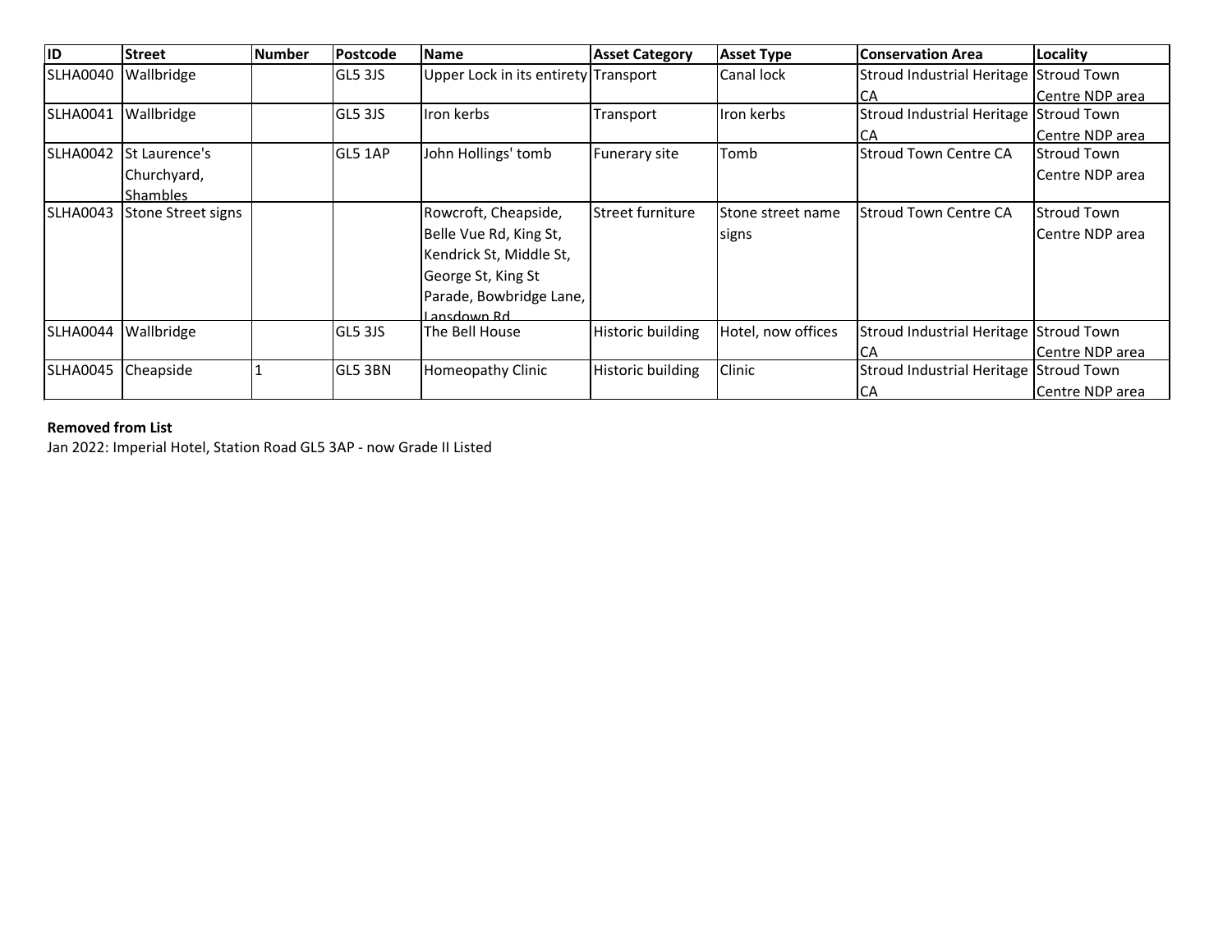| ID | Street | Number | Postcode | Name | Asset Category | Asset Type | Conservation Area | Locality |
|---|---|---|---|---|---|---|---|---|
| SLHA0040 | Wallbridge | | GL5 3JS | Upper Lock in its entirety | Transport | Canal lock | Stroud Industrial Heritage CA | Stroud Town Centre NDP area |
| SLHA0041 | Wallbridge | | GL5 3JS | Iron kerbs | Transport | Iron kerbs | Stroud Industrial Heritage CA | Stroud Town Centre NDP area |
| SLHA0042 | St Laurence's Churchyard, Shambles | | GL5 1AP | John Hollings' tomb | Funerary site | Tomb | Stroud Town Centre CA | Stroud Town Centre NDP area |
| SLHA0043 | Stone Street signs | | | Rowcroft, Cheapside, Belle Vue Rd, King St, Kendrick St, Middle St, George St, King St Parade, Bowbridge Lane, Lansdown Rd | Street furniture | Stone street name signs | Stroud Town Centre CA | Stroud Town Centre NDP area |
| SLHA0044 | Wallbridge | | GL5 3JS | The Bell House | Historic building | Hotel, now offices | Stroud Industrial Heritage CA | Stroud Town Centre NDP area |
| SLHA0045 | Cheapside | 1 | GL5 3BN | Homeopathy Clinic | Historic building | Clinic | Stroud Industrial Heritage CA | Stroud Town Centre NDP area |

**Removed from List**

Jan 2022: Imperial Hotel, Station Road GL5 3AP - now Grade II Listed